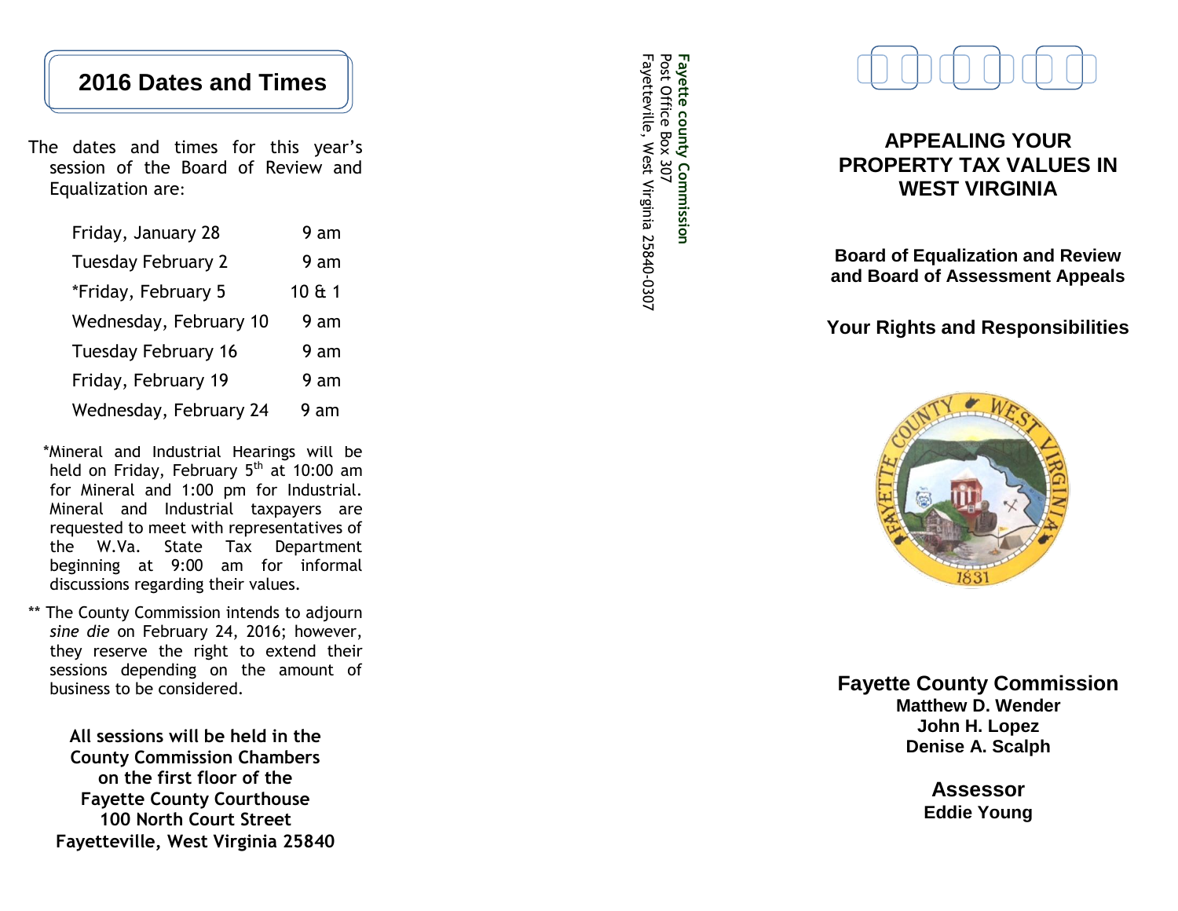## 2016 Dates and Times

The dates and times for this year's session of the Board of Review and Equalization are:

| | |
|---|---|
| Friday, January 28 | 9 am |
| Tuesday February 2 | 9 am |
| *Friday, February 5 | 10 & 1 |
| Wednesday, February 10 | 9 am |
| Tuesday February 16 | 9 am |
| Friday, February 19 | 9 am |
| Wednesday, February 24 | 9 am |

*Mineral and Industrial Hearings will be held on Friday, February 5th at 10:00 am for Mineral and 1:00 pm for Industrial. Mineral and Industrial taxpayers are requested to meet with representatives of the W.Va. State Tax Department beginning at 9:00 am for informal discussions regarding their values.

** The County Commission intends to adjourn *sine die* on February 24, 2016; however, they reserve the right to extend their sessions depending on the amount of business to be considered.

**All sessions will be held in the County Commission Chambers on the first floor of the Fayette County Courthouse 100 North Court Street Fayetteville, West Virginia 25840**

**Fayette county Commission**
Post Office Box 307
Fayetteville, West Virginia 25840-0307

# APPEALING YOUR PROPERTY TAX VALUES IN WEST VIRGINIA

### Board of Equalization and Review and Board of Assessment Appeals

### Your Rights and Responsibilities

## Fayette County Commission

**Matthew D. Wender**
**John H. Lopez**
**Denise A. Scalph**

## Assessor

**Eddie Young**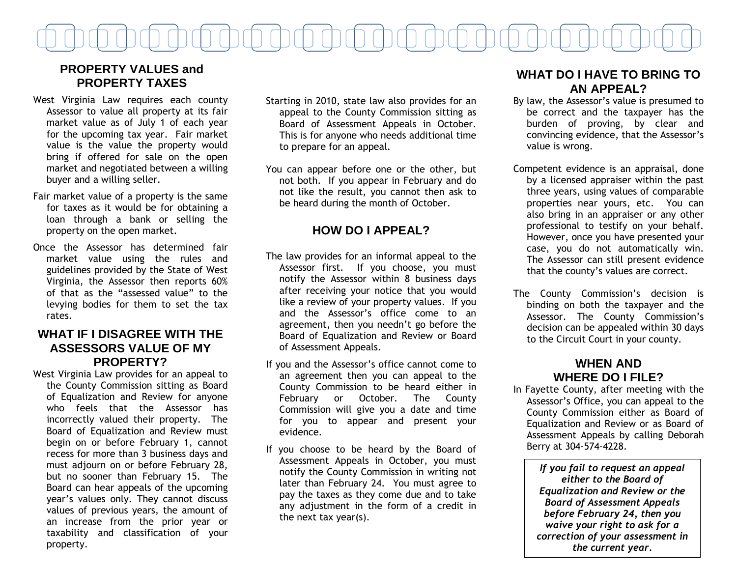## PROPERTY VALUES and PROPERTY TAXES

West Virginia Law requires each county Assessor to value all property at its fair market value as of July 1 of each year for the upcoming tax year. Fair market value is the value the property would bring if offered for sale on the open market and negotiated between a willing buyer and a willing seller.

Fair market value of a property is the same for taxes as it would be for obtaining a loan through a bank or selling the property on the open market.

Once the Assessor has determined fair market value using the rules and guidelines provided by the State of West Virginia, the Assessor then reports 60% of that as the "assessed value" to the levying bodies for them to set the tax rates.

## WHAT IF I DISAGREE WITH THE ASSESSORS VALUE OF MY PROPERTY?

West Virginia Law provides for an appeal to the County Commission sitting as Board of Equalization and Review for anyone who feels that the Assessor has incorrectly valued their property. The Board of Equalization and Review must begin on or before February 1, cannot recess for more than 3 business days and must adjourn on or before February 28, but no sooner than February 15. The Board can hear appeals of the upcoming year's values only. They cannot discuss values of previous years, the amount of an increase from the prior year or taxability and classification of your property.

Starting in 2010, state law also provides for an appeal to the County Commission sitting as Board of Assessment Appeals in October. This is for anyone who needs additional time to prepare for an appeal.

You can appear before one or the other, but not both. If you appear in February and do not like the result, you cannot then ask to be heard during the month of October.

## HOW DO I APPEAL?

The law provides for an informal appeal to the Assessor first. If you choose, you must notify the Assessor within 8 business days after receiving your notice that you would like a review of your property values. If you and the Assessor's office come to an agreement, then you needn't go before the Board of Equalization and Review or Board of Assessment Appeals.

If you and the Assessor's office cannot come to an agreement then you can appeal to the County Commission to be heard either in February or October. The County Commission will give you a date and time for you to appear and present your evidence.

If you choose to be heard by the Board of Assessment Appeals in October, you must notify the County Commission in writing not later than February 24. You must agree to pay the taxes as they come due and to take any adjustment in the form of a credit in the next tax year(s).

## WHAT DO I HAVE TO BRING TO AN APPEAL?

By law, the Assessor's value is presumed to be correct and the taxpayer has the burden of proving, by clear and convincing evidence, that the Assessor's value is wrong.

Competent evidence is an appraisal, done by a licensed appraiser within the past three years, using values of comparable properties near yours, etc. You can also bring in an appraiser or any other professional to testify on your behalf. However, once you have presented your case, you do not automatically win. The Assessor can still present evidence that the county's values are correct.

The County Commission's decision is binding on both the taxpayer and the Assessor. The County Commission's decision can be appealed within 30 days to the Circuit Court in your county.

## WHEN AND WHERE DO I FILE?

In Fayette County, after meeting with the Assessor's Office, you can appeal to the County Commission either as Board of Equalization and Review or as Board of Assessment Appeals by calling Deborah Berry at 304-574-4228.

***If you fail to request an appeal either to the Board of Equalization and Review or the Board of Assessment Appeals before February 24, then you waive your right to ask for a correction of your assessment in the current year.***